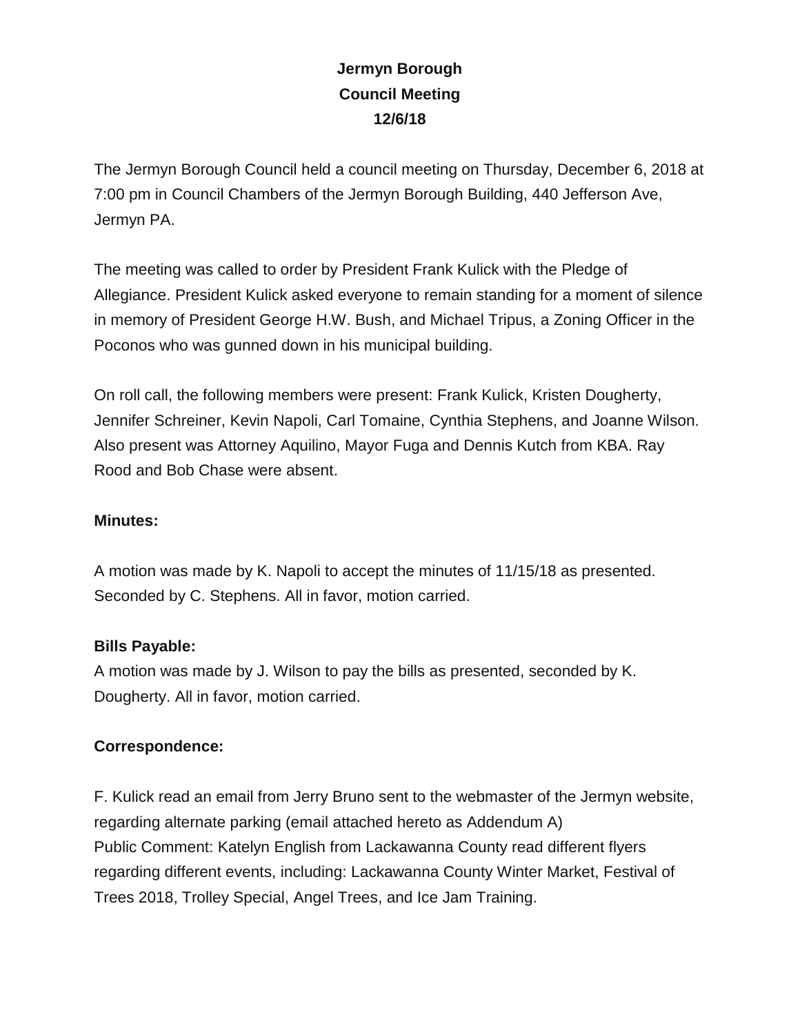# Jermyn Borough
## Council Meeting
## 12/6/18

The Jermyn Borough Council held a council meeting on Thursday, December 6, 2018 at 7:00 pm in Council Chambers of the Jermyn Borough Building, 440 Jefferson Ave, Jermyn PA.

The meeting was called to order by President Frank Kulick with the Pledge of Allegiance. President Kulick asked everyone to remain standing for a moment of silence in memory of President George H.W. Bush, and Michael Tripus, a Zoning Officer in the Poconos who was gunned down in his municipal building.

On roll call, the following members were present: Frank Kulick, Kristen Dougherty, Jennifer Schreiner, Kevin Napoli, Carl Tomaine, Cynthia Stephens, and Joanne Wilson. Also present was Attorney Aquilino, Mayor Fuga and Dennis Kutch from KBA. Ray Rood and Bob Chase were absent.

**Minutes:**

A motion was made by K. Napoli to accept the minutes of 11/15/18 as presented. Seconded by C. Stephens. All in favor, motion carried.

**Bills Payable:**

A motion was made by J. Wilson to pay the bills as presented, seconded by K. Dougherty. All in favor, motion carried.

**Correspondence:**

F. Kulick read an email from Jerry Bruno sent to the webmaster of the Jermyn website, regarding alternate parking (email attached hereto as Addendum A)
Public Comment: Katelyn English from Lackawanna County read different flyers regarding different events, including: Lackawanna County Winter Market, Festival of Trees 2018, Trolley Special, Angel Trees, and Ice Jam Training.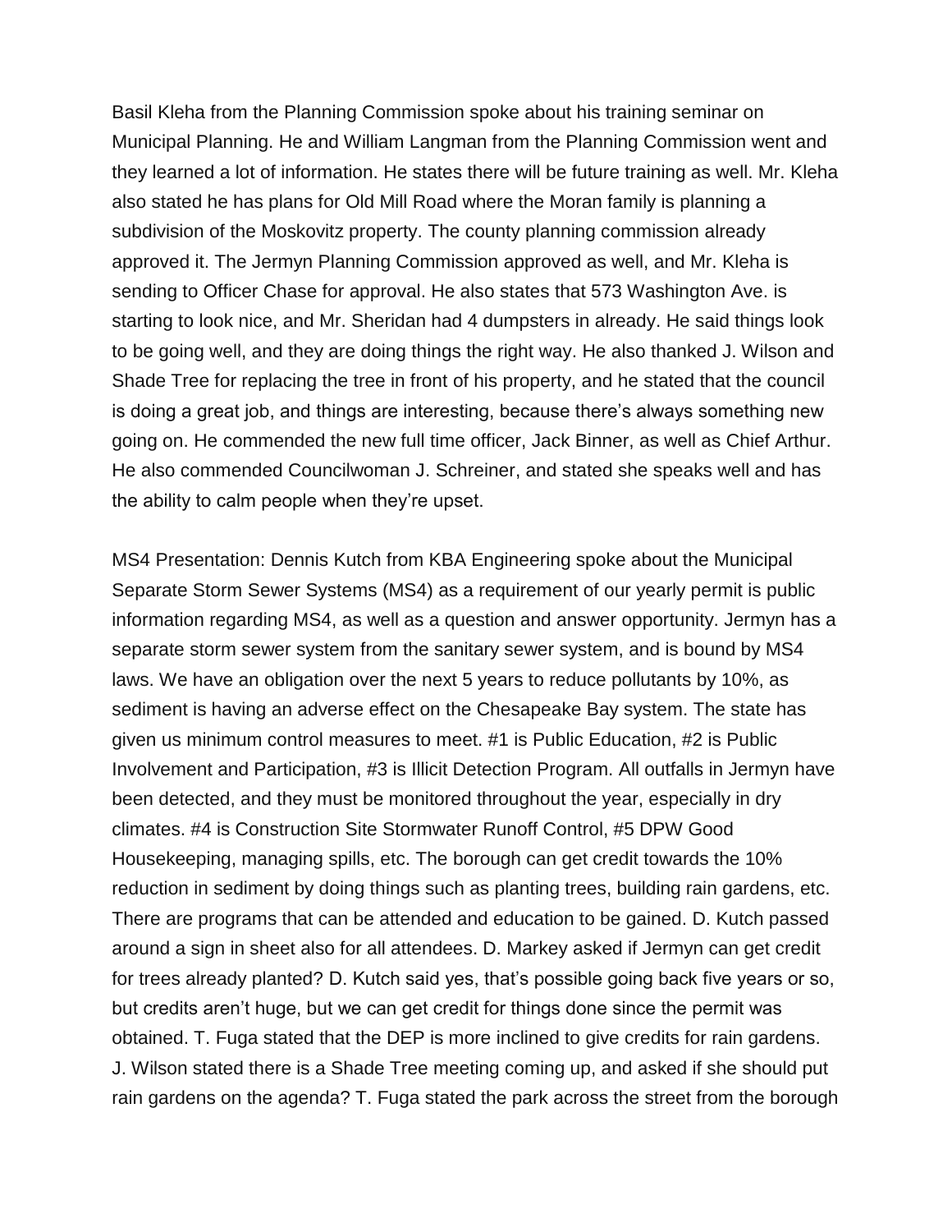Basil Kleha from the Planning Commission spoke about his training seminar on Municipal Planning. He and William Langman from the Planning Commission went and they learned a lot of information. He states there will be future training as well. Mr. Kleha also stated he has plans for Old Mill Road where the Moran family is planning a subdivision of the Moskovitz property. The county planning commission already approved it. The Jermyn Planning Commission approved as well, and Mr. Kleha is sending to Officer Chase for approval. He also states that 573 Washington Ave. is starting to look nice, and Mr. Sheridan had 4 dumpsters in already. He said things look to be going well, and they are doing things the right way. He also thanked J. Wilson and Shade Tree for replacing the tree in front of his property, and he stated that the council is doing a great job, and things are interesting, because there's always something new going on. He commended the new full time officer, Jack Binner, as well as Chief Arthur. He also commended Councilwoman J. Schreiner, and stated she speaks well and has the ability to calm people when they're upset.

MS4 Presentation: Dennis Kutch from KBA Engineering spoke about the Municipal Separate Storm Sewer Systems (MS4) as a requirement of our yearly permit is public information regarding MS4, as well as a question and answer opportunity. Jermyn has a separate storm sewer system from the sanitary sewer system, and is bound by MS4 laws. We have an obligation over the next 5 years to reduce pollutants by 10%, as sediment is having an adverse effect on the Chesapeake Bay system. The state has given us minimum control measures to meet. #1 is Public Education, #2 is Public Involvement and Participation, #3 is Illicit Detection Program. All outfalls in Jermyn have been detected, and they must be monitored throughout the year, especially in dry climates. #4 is Construction Site Stormwater Runoff Control, #5 DPW Good Housekeeping, managing spills, etc. The borough can get credit towards the 10% reduction in sediment by doing things such as planting trees, building rain gardens, etc. There are programs that can be attended and education to be gained. D. Kutch passed around a sign in sheet also for all attendees. D. Markey asked if Jermyn can get credit for trees already planted? D. Kutch said yes, that's possible going back five years or so, but credits aren't huge, but we can get credit for things done since the permit was obtained. T. Fuga stated that the DEP is more inclined to give credits for rain gardens. J. Wilson stated there is a Shade Tree meeting coming up, and asked if she should put rain gardens on the agenda? T. Fuga stated the park across the street from the borough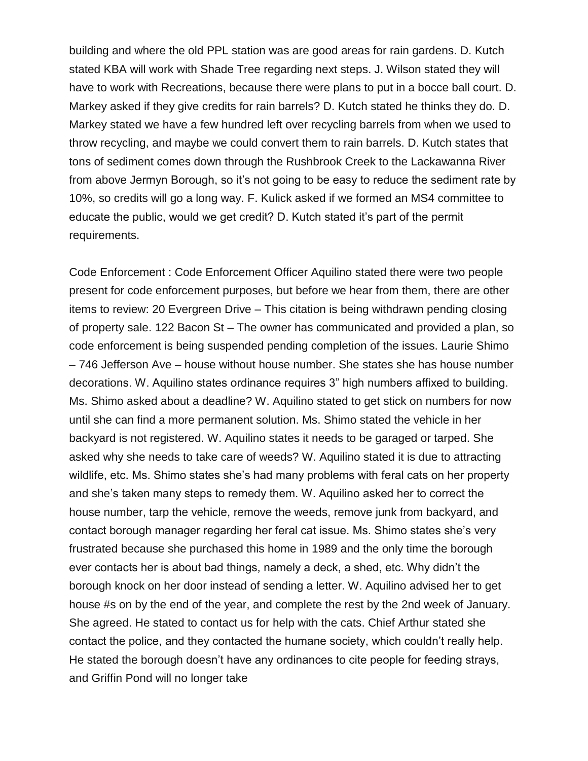building and where the old PPL station was are good areas for rain gardens. D. Kutch stated KBA will work with Shade Tree regarding next steps. J. Wilson stated they will have to work with Recreations, because there were plans to put in a bocce ball court. D. Markey asked if they give credits for rain barrels? D. Kutch stated he thinks they do. D. Markey stated we have a few hundred left over recycling barrels from when we used to throw recycling, and maybe we could convert them to rain barrels. D. Kutch states that tons of sediment comes down through the Rushbrook Creek to the Lackawanna River from above Jermyn Borough, so it's not going to be easy to reduce the sediment rate by 10%, so credits will go a long way. F. Kulick asked if we formed an MS4 committee to educate the public, would we get credit? D. Kutch stated it's part of the permit requirements.

Code Enforcement : Code Enforcement Officer Aquilino stated there were two people present for code enforcement purposes, but before we hear from them, there are other items to review: 20 Evergreen Drive – This citation is being withdrawn pending closing of property sale. 122 Bacon St – The owner has communicated and provided a plan, so code enforcement is being suspended pending completion of the issues. Laurie Shimo – 746 Jefferson Ave – house without house number. She states she has house number decorations. W. Aquilino states ordinance requires 3" high numbers affixed to building. Ms. Shimo asked about a deadline? W. Aquilino stated to get stick on numbers for now until she can find a more permanent solution. Ms. Shimo stated the vehicle in her backyard is not registered. W. Aquilino states it needs to be garaged or tarped. She asked why she needs to take care of weeds? W. Aquilino stated it is due to attracting wildlife, etc. Ms. Shimo states she's had many problems with feral cats on her property and she's taken many steps to remedy them. W. Aquilino asked her to correct the house number, tarp the vehicle, remove the weeds, remove junk from backyard, and contact borough manager regarding her feral cat issue. Ms. Shimo states she's very frustrated because she purchased this home in 1989 and the only time the borough ever contacts her is about bad things, namely a deck, a shed, etc. Why didn't the borough knock on her door instead of sending a letter. W. Aquilino advised her to get house #s on by the end of the year, and complete the rest by the 2nd week of January. She agreed. He stated to contact us for help with the cats. Chief Arthur stated she contact the police, and they contacted the humane society, which couldn't really help. He stated the borough doesn't have any ordinances to cite people for feeding strays, and Griffin Pond will no longer take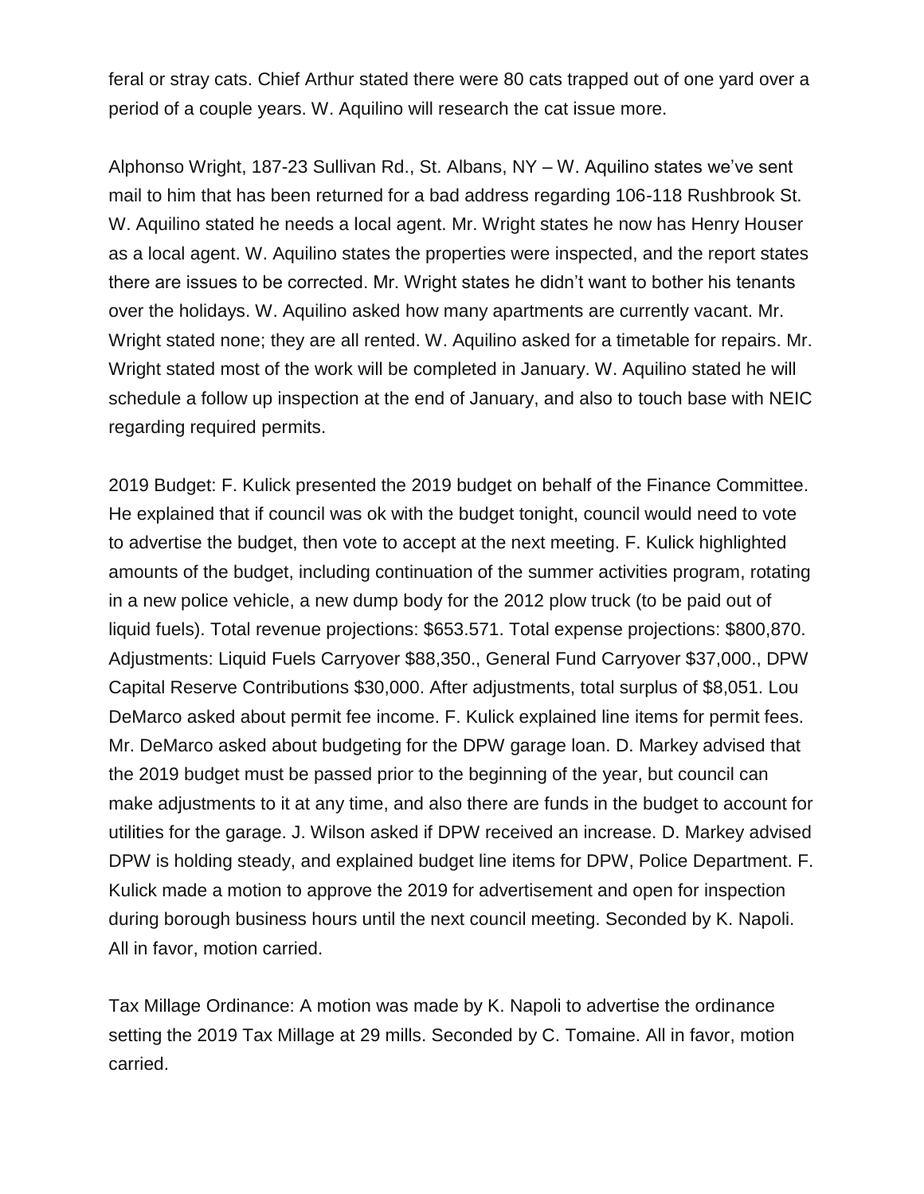feral or stray cats. Chief Arthur stated there were 80 cats trapped out of one yard over a period of a couple years. W. Aquilino will research the cat issue more.

Alphonso Wright, 187-23 Sullivan Rd., St. Albans, NY – W. Aquilino states we've sent mail to him that has been returned for a bad address regarding 106-118 Rushbrook St. W. Aquilino stated he needs a local agent. Mr. Wright states he now has Henry Houser as a local agent. W. Aquilino states the properties were inspected, and the report states there are issues to be corrected. Mr. Wright states he didn't want to bother his tenants over the holidays. W. Aquilino asked how many apartments are currently vacant. Mr. Wright stated none; they are all rented. W. Aquilino asked for a timetable for repairs. Mr. Wright stated most of the work will be completed in January. W. Aquilino stated he will schedule a follow up inspection at the end of January, and also to touch base with NEIC regarding required permits.

2019 Budget: F. Kulick presented the 2019 budget on behalf of the Finance Committee. He explained that if council was ok with the budget tonight, council would need to vote to advertise the budget, then vote to accept at the next meeting. F. Kulick highlighted amounts of the budget, including continuation of the summer activities program, rotating in a new police vehicle, a new dump body for the 2012 plow truck (to be paid out of liquid fuels). Total revenue projections: $653.571. Total expense projections: $800,870. Adjustments: Liquid Fuels Carryover $88,350., General Fund Carryover $37,000., DPW Capital Reserve Contributions $30,000. After adjustments, total surplus of $8,051. Lou DeMarco asked about permit fee income. F. Kulick explained line items for permit fees. Mr. DeMarco asked about budgeting for the DPW garage loan. D. Markey advised that the 2019 budget must be passed prior to the beginning of the year, but council can make adjustments to it at any time, and also there are funds in the budget to account for utilities for the garage. J. Wilson asked if DPW received an increase. D. Markey advised DPW is holding steady, and explained budget line items for DPW, Police Department. F. Kulick made a motion to approve the 2019 for advertisement and open for inspection during borough business hours until the next council meeting. Seconded by K. Napoli. All in favor, motion carried.

Tax Millage Ordinance: A motion was made by K. Napoli to advertise the ordinance setting the 2019 Tax Millage at 29 mills. Seconded by C. Tomaine. All in favor, motion carried.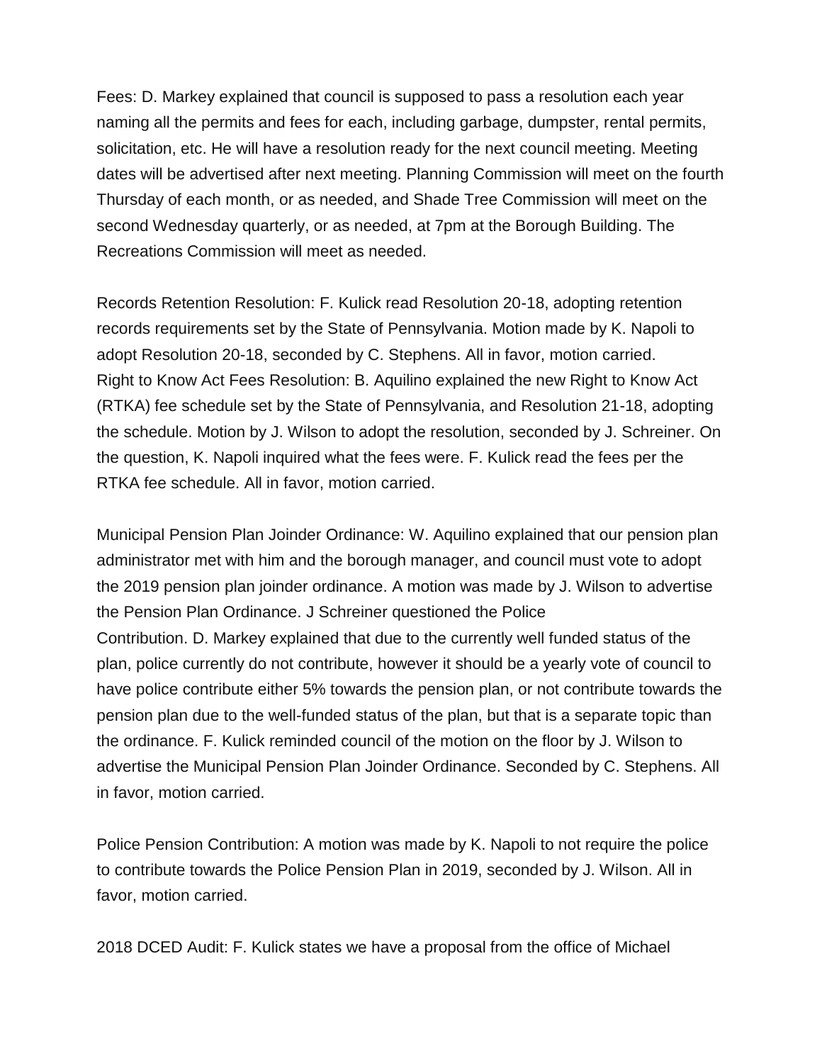Fees: D. Markey explained that council is supposed to pass a resolution each year naming all the permits and fees for each, including garbage, dumpster, rental permits, solicitation, etc. He will have a resolution ready for the next council meeting. Meeting dates will be advertised after next meeting. Planning Commission will meet on the fourth Thursday of each month, or as needed, and Shade Tree Commission will meet on the second Wednesday quarterly, or as needed, at 7pm at the Borough Building. The Recreations Commission will meet as needed.

Records Retention Resolution: F. Kulick read Resolution 20-18, adopting retention records requirements set by the State of Pennsylvania. Motion made by K. Napoli to adopt Resolution 20-18, seconded by C. Stephens. All in favor, motion carried.
Right to Know Act Fees Resolution: B. Aquilino explained the new Right to Know Act (RTKA) fee schedule set by the State of Pennsylvania, and Resolution 21-18, adopting the schedule. Motion by J. Wilson to adopt the resolution, seconded by J. Schreiner. On the question, K. Napoli inquired what the fees were. F. Kulick read the fees per the RTKA fee schedule. All in favor, motion carried.

Municipal Pension Plan Joinder Ordinance: W. Aquilino explained that our pension plan administrator met with him and the borough manager, and council must vote to adopt the 2019 pension plan joinder ordinance. A motion was made by J. Wilson to advertise the Pension Plan Ordinance. J Schreiner questioned the Police Contribution. D. Markey explained that due to the currently well funded status of the plan, police currently do not contribute, however it should be a yearly vote of council to have police contribute either 5% towards the pension plan, or not contribute towards the pension plan due to the well-funded status of the plan, but that is a separate topic than the ordinance. F. Kulick reminded council of the motion on the floor by J. Wilson to advertise the Municipal Pension Plan Joinder Ordinance. Seconded by C. Stephens. All in favor, motion carried.

Police Pension Contribution: A motion was made by K. Napoli to not require the police to contribute towards the Police Pension Plan in 2019, seconded by J. Wilson. All in favor, motion carried.

2018 DCED Audit: F. Kulick states we have a proposal from the office of Michael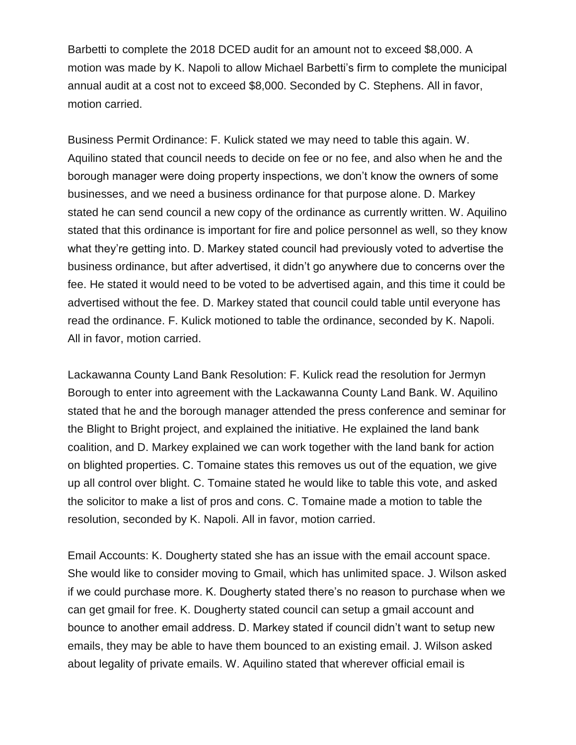Barbetti to complete the 2018 DCED audit for an amount not to exceed $8,000. A motion was made by K. Napoli to allow Michael Barbetti's firm to complete the municipal annual audit at a cost not to exceed $8,000. Seconded by C. Stephens. All in favor, motion carried.

Business Permit Ordinance: F. Kulick stated we may need to table this again. W. Aquilino stated that council needs to decide on fee or no fee, and also when he and the borough manager were doing property inspections, we don't know the owners of some businesses, and we need a business ordinance for that purpose alone. D. Markey stated he can send council a new copy of the ordinance as currently written. W. Aquilino stated that this ordinance is important for fire and police personnel as well, so they know what they're getting into. D. Markey stated council had previously voted to advertise the business ordinance, but after advertised, it didn't go anywhere due to concerns over the fee. He stated it would need to be voted to be advertised again, and this time it could be advertised without the fee. D. Markey stated that council could table until everyone has read the ordinance. F. Kulick motioned to table the ordinance, seconded by K. Napoli. All in favor, motion carried.

Lackawanna County Land Bank Resolution: F. Kulick read the resolution for Jermyn Borough to enter into agreement with the Lackawanna County Land Bank. W. Aquilino stated that he and the borough manager attended the press conference and seminar for the Blight to Bright project, and explained the initiative. He explained the land bank coalition, and D. Markey explained we can work together with the land bank for action on blighted properties. C. Tomaine states this removes us out of the equation, we give up all control over blight. C. Tomaine stated he would like to table this vote, and asked the solicitor to make a list of pros and cons. C. Tomaine made a motion to table the resolution, seconded by K. Napoli. All in favor, motion carried.

Email Accounts: K. Dougherty stated she has an issue with the email account space. She would like to consider moving to Gmail, which has unlimited space. J. Wilson asked if we could purchase more. K. Dougherty stated there's no reason to purchase when we can get gmail for free. K. Dougherty stated council can setup a gmail account and bounce to another email address. D. Markey stated if council didn't want to setup new emails, they may be able to have them bounced to an existing email. J. Wilson asked about legality of private emails. W. Aquilino stated that wherever official email is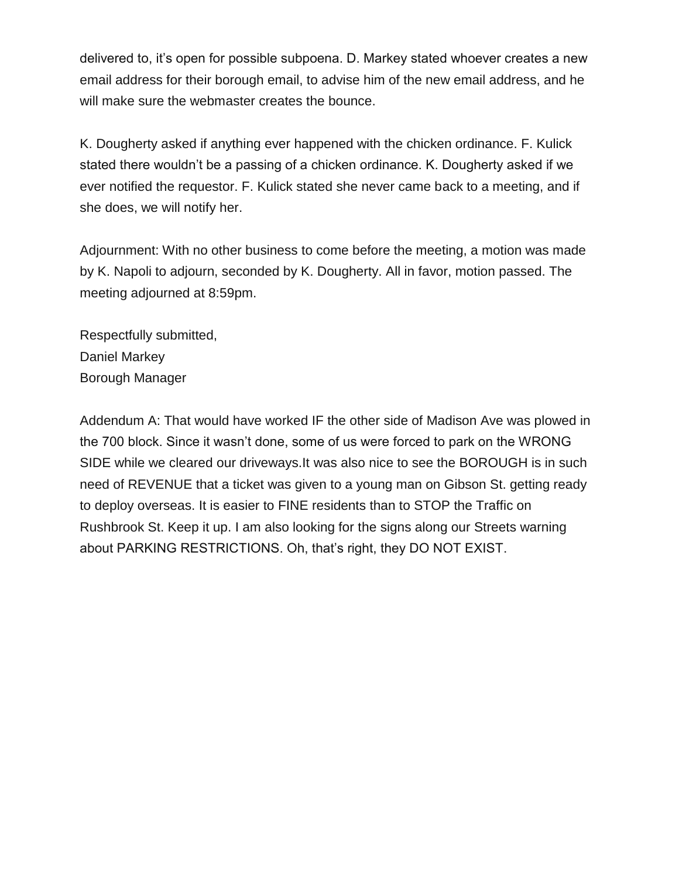delivered to, it’s open for possible subpoena. D. Markey stated whoever creates a new email address for their borough email, to advise him of the new email address, and he will make sure the webmaster creates the bounce.

K. Dougherty asked if anything ever happened with the chicken ordinance. F. Kulick stated there wouldn’t be a passing of a chicken ordinance. K. Dougherty asked if we ever notified the requestor. F. Kulick stated she never came back to a meeting, and if she does, we will notify her.

Adjournment: With no other business to come before the meeting, a motion was made by K. Napoli to adjourn, seconded by K. Dougherty. All in favor, motion passed. The meeting adjourned at 8:59pm.

Respectfully submitted,  
Daniel Markey  
Borough Manager

Addendum A: That would have worked IF the other side of Madison Ave was plowed in the 700 block. Since it wasn’t done, some of us were forced to park on the WRONG SIDE while we cleared our driveways.It was also nice to see the BOROUGH is in such need of REVENUE that a ticket was given to a young man on Gibson St. getting ready to deploy overseas. It is easier to FINE residents than to STOP the Traffic on Rushbrook St. Keep it up. I am also looking for the signs along our Streets warning about PARKING RESTRICTIONS. Oh, that’s right, they DO NOT EXIST.